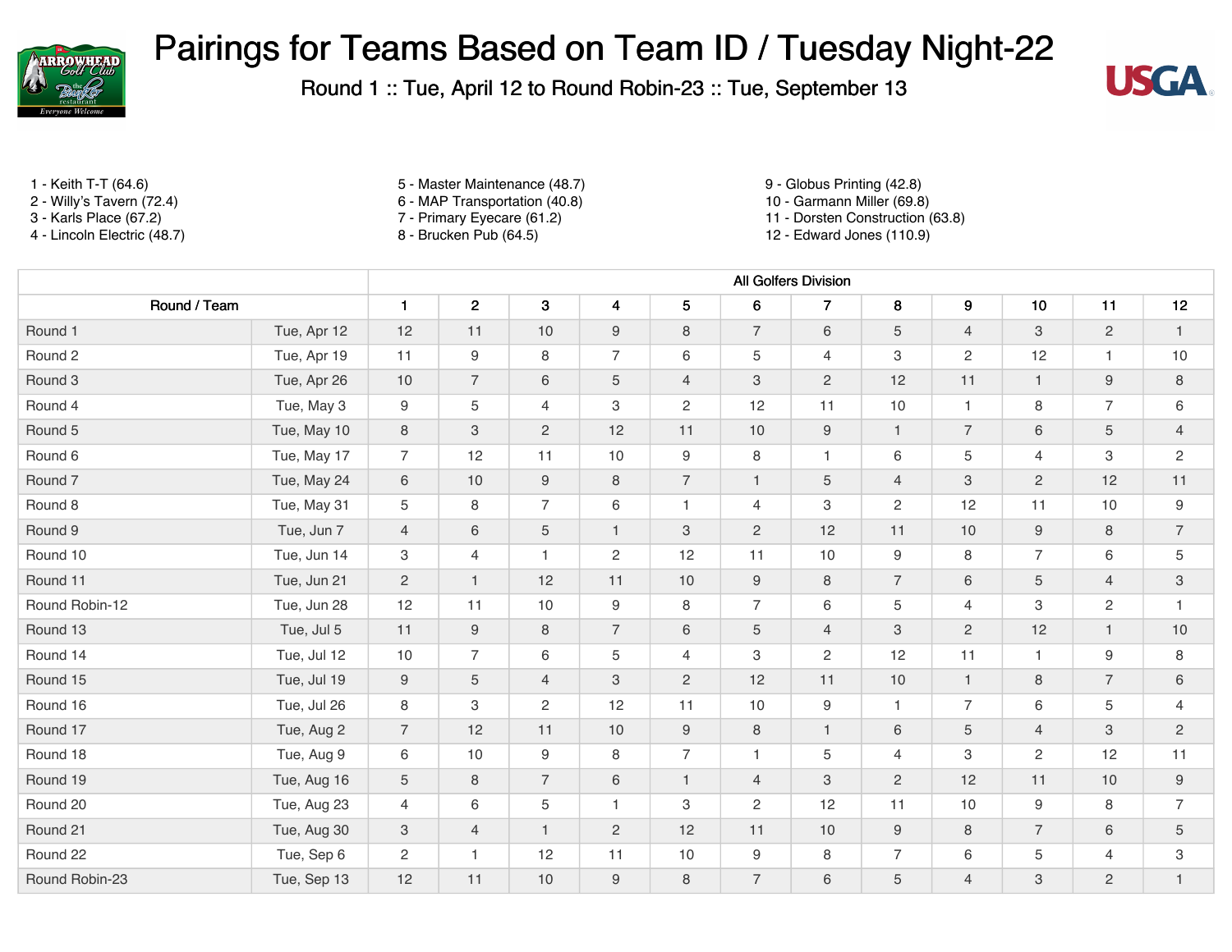# Pairings for Teams Based on Team ID / Tuesday Night-22

Round 1 :: Tue, April 12 to Round Robin-23 :: Tue, September 13

1 - Keith T-T (64.6)
2 - Willy's Tavern (72.4)
3 - Karls Place (67.2)
4 - Lincoln Electric (48.7)
5 - Master Maintenance (48.7)
6 - MAP Transportation (40.8)
7 - Primary Eyecare (61.2)
8 - Brucken Pub (64.5)
9 - Globus Printing (42.8)
10 - Garmann Miller (69.8)
11 - Dorsten Construction (63.8)
12 - Edward Jones (110.9)

| | | All Golfers Division | | | | | | | | | | | |
|---|---|---|---|---|---|---|---|---|---|---|---|---|---|
| Round / Team | | 1 | 2 | 3 | 4 | 5 | 6 | 7 | 8 | 9 | 10 | 11 | 12 |
| Round 1 | Tue, Apr 12 | 12 | 11 | 10 | 9 | 8 | 7 | 6 | 5 | 4 | 3 | 2 | 1 |
| Round 2 | Tue, Apr 19 | 11 | 9 | 8 | 7 | 6 | 5 | 4 | 3 | 2 | 12 | 1 | 10 |
| Round 3 | Tue, Apr 26 | 10 | 7 | 6 | 5 | 4 | 3 | 2 | 12 | 11 | 1 | 9 | 8 |
| Round 4 | Tue, May 3 | 9 | 5 | 4 | 3 | 2 | 12 | 11 | 10 | 1 | 8 | 7 | 6 |
| Round 5 | Tue, May 10 | 8 | 3 | 2 | 12 | 11 | 10 | 9 | 1 | 7 | 6 | 5 | 4 |
| Round 6 | Tue, May 17 | 7 | 12 | 11 | 10 | 9 | 8 | 1 | 6 | 5 | 4 | 3 | 2 |
| Round 7 | Tue, May 24 | 6 | 10 | 9 | 8 | 7 | 1 | 5 | 4 | 3 | 2 | 12 | 11 |
| Round 8 | Tue, May 31 | 5 | 8 | 7 | 6 | 1 | 4 | 3 | 2 | 12 | 11 | 10 | 9 |
| Round 9 | Tue, Jun 7 | 4 | 6 | 5 | 1 | 3 | 2 | 12 | 11 | 10 | 9 | 8 | 7 |
| Round 10 | Tue, Jun 14 | 3 | 4 | 1 | 2 | 12 | 11 | 10 | 9 | 8 | 7 | 6 | 5 |
| Round 11 | Tue, Jun 21 | 2 | 1 | 12 | 11 | 10 | 9 | 8 | 7 | 6 | 5 | 4 | 3 |
| Round Robin-12 | Tue, Jun 28 | 12 | 11 | 10 | 9 | 8 | 7 | 6 | 5 | 4 | 3 | 2 | 1 |
| Round 13 | Tue, Jul 5 | 11 | 9 | 8 | 7 | 6 | 5 | 4 | 3 | 2 | 12 | 1 | 10 |
| Round 14 | Tue, Jul 12 | 10 | 7 | 6 | 5 | 4 | 3 | 2 | 12 | 11 | 1 | 9 | 8 |
| Round 15 | Tue, Jul 19 | 9 | 5 | 4 | 3 | 2 | 12 | 11 | 10 | 1 | 8 | 7 | 6 |
| Round 16 | Tue, Jul 26 | 8 | 3 | 2 | 12 | 11 | 10 | 9 | 1 | 7 | 6 | 5 | 4 |
| Round 17 | Tue, Aug 2 | 7 | 12 | 11 | 10 | 9 | 8 | 1 | 6 | 5 | 4 | 3 | 2 |
| Round 18 | Tue, Aug 9 | 6 | 10 | 9 | 8 | 7 | 1 | 5 | 4 | 3 | 2 | 12 | 11 |
| Round 19 | Tue, Aug 16 | 5 | 8 | 7 | 6 | 1 | 4 | 3 | 2 | 12 | 11 | 10 | 9 |
| Round 20 | Tue, Aug 23 | 4 | 6 | 5 | 1 | 3 | 2 | 12 | 11 | 10 | 9 | 8 | 7 |
| Round 21 | Tue, Aug 30 | 3 | 4 | 1 | 2 | 12 | 11 | 10 | 9 | 8 | 7 | 6 | 5 |
| Round 22 | Tue, Sep 6 | 2 | 1 | 12 | 11 | 10 | 9 | 8 | 7 | 6 | 5 | 4 | 3 |
| Round Robin-23 | Tue, Sep 13 | 12 | 11 | 10 | 9 | 8 | 7 | 6 | 5 | 4 | 3 | 2 | 1 |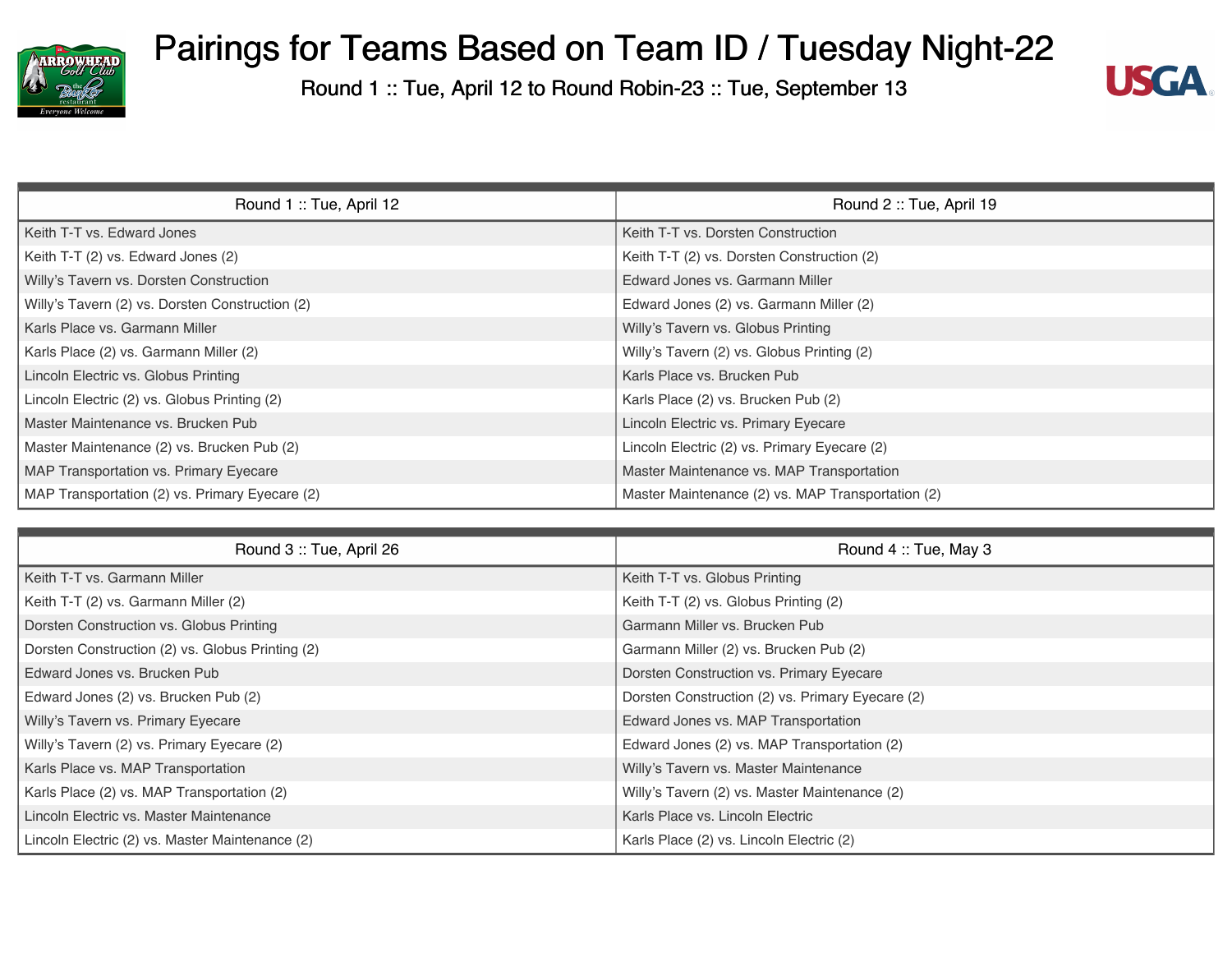# Pairings for Teams Based on Team ID / Tuesday Night-22

Round 1 :: Tue, April 12 to Round Robin-23 :: Tue, September 13

| Round 1 :: Tue, April 12 | Round 2 :: Tue, April 19 |
| --- | --- |
| Keith T-T vs. Edward Jones | Keith T-T vs. Dorsten Construction |
| Keith T-T (2) vs. Edward Jones (2) | Keith T-T (2) vs. Dorsten Construction (2) |
| Willy's Tavern vs. Dorsten Construction | Edward Jones vs. Garmann Miller |
| Willy's Tavern (2) vs. Dorsten Construction (2) | Edward Jones (2) vs. Garmann Miller (2) |
| Karls Place vs. Garmann Miller | Willy's Tavern vs. Globus Printing |
| Karls Place (2) vs. Garmann Miller (2) | Willy's Tavern (2) vs. Globus Printing (2) |
| Lincoln Electric vs. Globus Printing | Karls Place vs. Brucken Pub |
| Lincoln Electric (2) vs. Globus Printing (2) | Karls Place (2) vs. Brucken Pub (2) |
| Master Maintenance vs. Brucken Pub | Lincoln Electric vs. Primary Eyecare |
| Master Maintenance (2) vs. Brucken Pub (2) | Lincoln Electric (2) vs. Primary Eyecare (2) |
| MAP Transportation vs. Primary Eyecare | Master Maintenance vs. MAP Transportation |
| MAP Transportation (2) vs. Primary Eyecare (2) | Master Maintenance (2) vs. MAP Transportation (2) |

| Round 3 :: Tue, April 26 | Round 4 :: Tue, May 3 |
| --- | --- |
| Keith T-T vs. Garmann Miller | Keith T-T vs. Globus Printing |
| Keith T-T (2) vs. Garmann Miller (2) | Keith T-T (2) vs. Globus Printing (2) |
| Dorsten Construction vs. Globus Printing | Garmann Miller vs. Brucken Pub |
| Dorsten Construction (2) vs. Globus Printing (2) | Garmann Miller (2) vs. Brucken Pub (2) |
| Edward Jones vs. Brucken Pub | Dorsten Construction vs. Primary Eyecare |
| Edward Jones (2) vs. Brucken Pub (2) | Dorsten Construction (2) vs. Primary Eyecare (2) |
| Willy's Tavern vs. Primary Eyecare | Edward Jones vs. MAP Transportation |
| Willy's Tavern (2) vs. Primary Eyecare (2) | Edward Jones (2) vs. MAP Transportation (2) |
| Karls Place vs. MAP Transportation | Willy's Tavern vs. Master Maintenance |
| Karls Place (2) vs. MAP Transportation (2) | Willy's Tavern (2) vs. Master Maintenance (2) |
| Lincoln Electric vs. Master Maintenance | Karls Place vs. Lincoln Electric |
| Lincoln Electric (2) vs. Master Maintenance (2) | Karls Place (2) vs. Lincoln Electric (2) |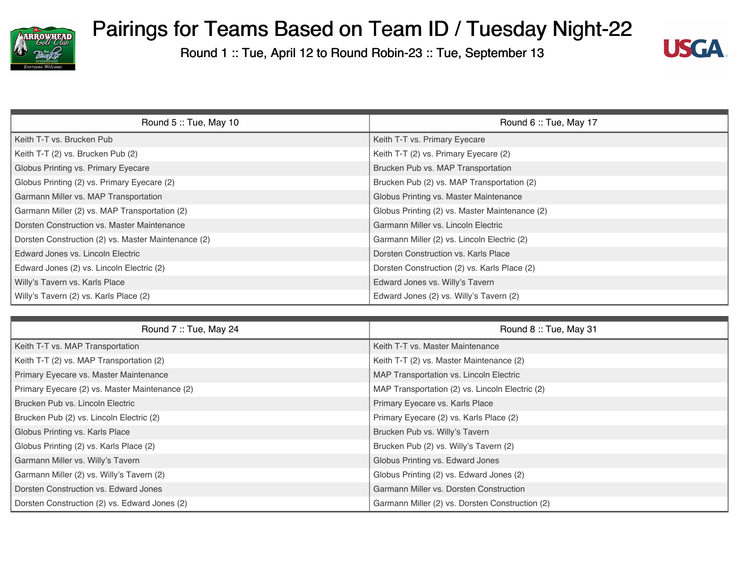# Pairings for Teams Based on Team ID / Tuesday Night-22

Round 1 :: Tue, April 12 to Round Robin-23 :: Tue, September 13

| Round 5 :: Tue, May 10 | Round 6 :: Tue, May 17 |
|---|---|
| Keith T-T vs. Brucken Pub | Keith T-T vs. Primary Eyecare |
| Keith T-T (2) vs. Brucken Pub (2) | Keith T-T (2) vs. Primary Eyecare (2) |
| Globus Printing vs. Primary Eyecare | Brucken Pub vs. MAP Transportation |
| Globus Printing (2) vs. Primary Eyecare (2) | Brucken Pub (2) vs. MAP Transportation (2) |
| Garmann Miller vs. MAP Transportation | Globus Printing vs. Master Maintenance |
| Garmann Miller (2) vs. MAP Transportation (2) | Globus Printing (2) vs. Master Maintenance (2) |
| Dorsten Construction vs. Master Maintenance | Garmann Miller vs. Lincoln Electric |
| Dorsten Construction (2) vs. Master Maintenance (2) | Garmann Miller (2) vs. Lincoln Electric (2) |
| Edward Jones vs. Lincoln Electric | Dorsten Construction vs. Karls Place |
| Edward Jones (2) vs. Lincoln Electric (2) | Dorsten Construction (2) vs. Karls Place (2) |
| Willy's Tavern vs. Karls Place | Edward Jones vs. Willy's Tavern |
| Willy's Tavern (2) vs. Karls Place (2) | Edward Jones (2) vs. Willy's Tavern (2) |

| Round 7 :: Tue, May 24 | Round 8 :: Tue, May 31 |
|---|---|
| Keith T-T vs. MAP Transportation | Keith T-T vs. Master Maintenance |
| Keith T-T (2) vs. MAP Transportation (2) | Keith T-T (2) vs. Master Maintenance (2) |
| Primary Eyecare vs. Master Maintenance | MAP Transportation vs. Lincoln Electric |
| Primary Eyecare (2) vs. Master Maintenance (2) | MAP Transportation (2) vs. Lincoln Electric (2) |
| Brucken Pub vs. Lincoln Electric | Primary Eyecare vs. Karls Place |
| Brucken Pub (2) vs. Lincoln Electric (2) | Primary Eyecare (2) vs. Karls Place (2) |
| Globus Printing vs. Karls Place | Brucken Pub vs. Willy's Tavern |
| Globus Printing (2) vs. Karls Place (2) | Brucken Pub (2) vs. Willy's Tavern (2) |
| Garmann Miller vs. Willy's Tavern | Globus Printing vs. Edward Jones |
| Garmann Miller (2) vs. Willy's Tavern (2) | Globus Printing (2) vs. Edward Jones (2) |
| Dorsten Construction vs. Edward Jones | Garmann Miller vs. Dorsten Construction |
| Dorsten Construction (2) vs. Edward Jones (2) | Garmann Miller (2) vs. Dorsten Construction (2) |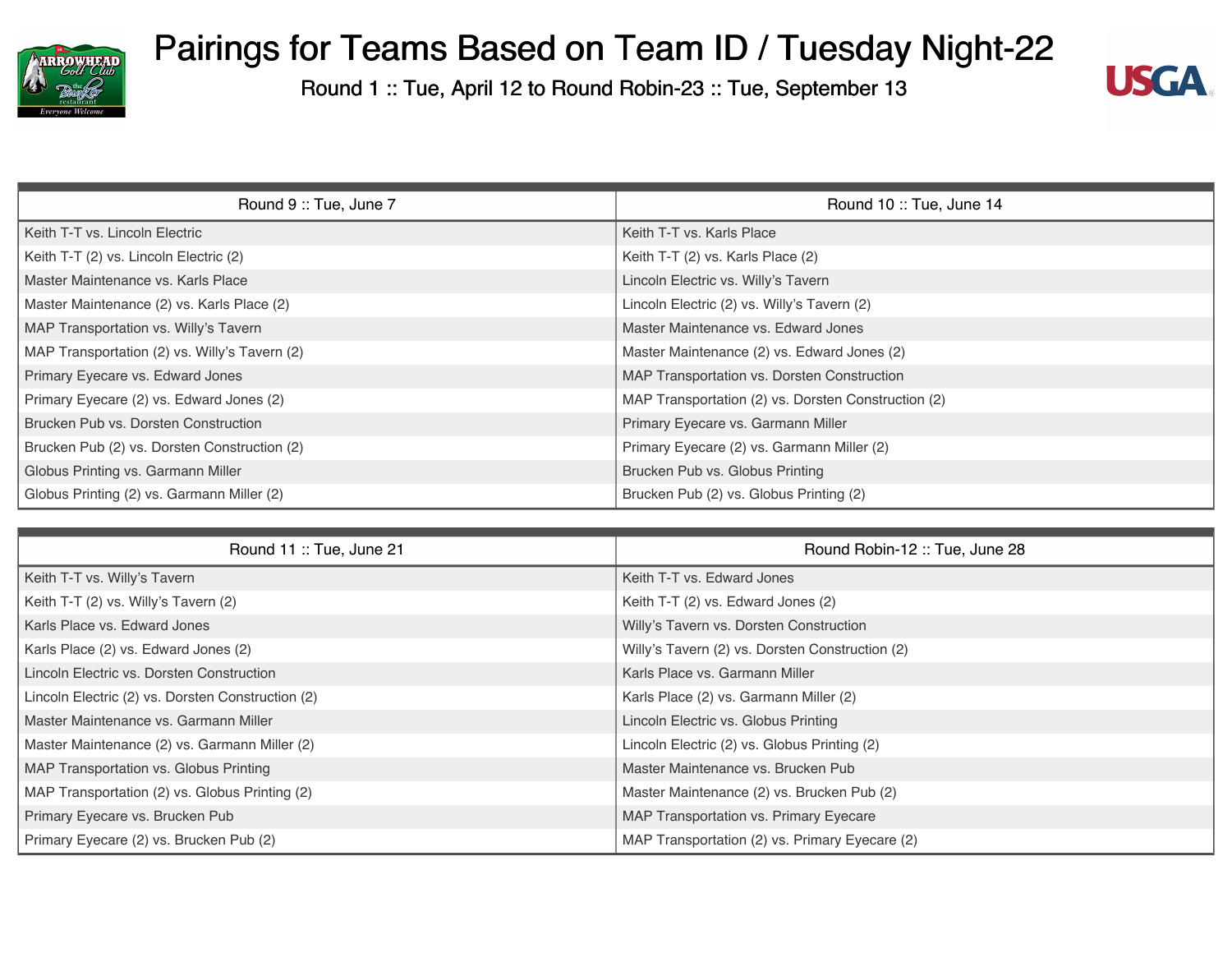# Pairings for Teams Based on Team ID / Tuesday Night-22

Round 1 :: Tue, April 12 to Round Robin-23 :: Tue, September 13

| Round 9 :: Tue, June 7 | Round 10 :: Tue, June 14 |
| --- | --- |
| Keith T-T vs. Lincoln Electric | Keith T-T vs. Karls Place |
| Keith T-T (2) vs. Lincoln Electric (2) | Keith T-T (2) vs. Karls Place (2) |
| Master Maintenance vs. Karls Place | Lincoln Electric vs. Willy's Tavern |
| Master Maintenance (2) vs. Karls Place (2) | Lincoln Electric (2) vs. Willy's Tavern (2) |
| MAP Transportation vs. Willy's Tavern | Master Maintenance vs. Edward Jones |
| MAP Transportation (2) vs. Willy's Tavern (2) | Master Maintenance (2) vs. Edward Jones (2) |
| Primary Eyecare vs. Edward Jones | MAP Transportation vs. Dorsten Construction |
| Primary Eyecare (2) vs. Edward Jones (2) | MAP Transportation (2) vs. Dorsten Construction (2) |
| Brucken Pub vs. Dorsten Construction | Primary Eyecare vs. Garmann Miller |
| Brucken Pub (2) vs. Dorsten Construction (2) | Primary Eyecare (2) vs. Garmann Miller (2) |
| Globus Printing vs. Garmann Miller | Brucken Pub vs. Globus Printing |
| Globus Printing (2) vs. Garmann Miller (2) | Brucken Pub (2) vs. Globus Printing (2) |

| Round 11 :: Tue, June 21 | Round Robin-12 :: Tue, June 28 |
| --- | --- |
| Keith T-T vs. Willy's Tavern | Keith T-T vs. Edward Jones |
| Keith T-T (2) vs. Willy's Tavern (2) | Keith T-T (2) vs. Edward Jones (2) |
| Karls Place vs. Edward Jones | Willy's Tavern vs. Dorsten Construction |
| Karls Place (2) vs. Edward Jones (2) | Willy's Tavern (2) vs. Dorsten Construction (2) |
| Lincoln Electric vs. Dorsten Construction | Karls Place vs. Garmann Miller |
| Lincoln Electric (2) vs. Dorsten Construction (2) | Karls Place (2) vs. Garmann Miller (2) |
| Master Maintenance vs. Garmann Miller | Lincoln Electric vs. Globus Printing |
| Master Maintenance (2) vs. Garmann Miller (2) | Lincoln Electric (2) vs. Globus Printing (2) |
| MAP Transportation vs. Globus Printing | Master Maintenance vs. Brucken Pub |
| MAP Transportation (2) vs. Globus Printing (2) | Master Maintenance (2) vs. Brucken Pub (2) |
| Primary Eyecare vs. Brucken Pub | MAP Transportation vs. Primary Eyecare |
| Primary Eyecare (2) vs. Brucken Pub (2) | MAP Transportation (2) vs. Primary Eyecare (2) |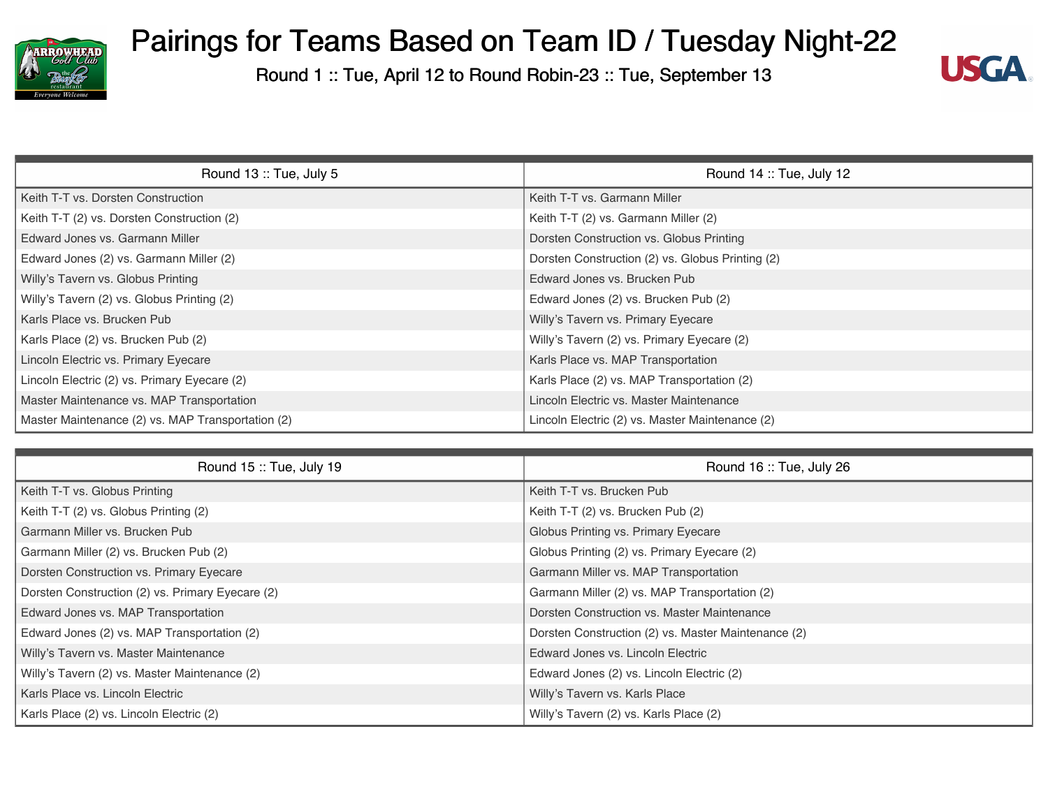# Pairings for Teams Based on Team ID / Tuesday Night-22

### Round 1 :: Tue, April 12 to Round Robin-23 :: Tue, September 13

| Round 13 :: Tue, July 5 | Round 14 :: Tue, July 12 |
|---|---|
| Keith T-T vs. Dorsten Construction | Keith T-T vs. Garmann Miller |
| Keith T-T (2) vs. Dorsten Construction (2) | Keith T-T (2) vs. Garmann Miller (2) |
| Edward Jones vs. Garmann Miller | Dorsten Construction vs. Globus Printing |
| Edward Jones (2) vs. Garmann Miller (2) | Dorsten Construction (2) vs. Globus Printing (2) |
| Willy's Tavern vs. Globus Printing | Edward Jones vs. Brucken Pub |
| Willy's Tavern (2) vs. Globus Printing (2) | Edward Jones (2) vs. Brucken Pub (2) |
| Karls Place vs. Brucken Pub | Willy's Tavern vs. Primary Eyecare |
| Karls Place (2) vs. Brucken Pub (2) | Willy's Tavern (2) vs. Primary Eyecare (2) |
| Lincoln Electric vs. Primary Eyecare | Karls Place vs. MAP Transportation |
| Lincoln Electric (2) vs. Primary Eyecare (2) | Karls Place (2) vs. MAP Transportation (2) |
| Master Maintenance vs. MAP Transportation | Lincoln Electric vs. Master Maintenance |
| Master Maintenance (2) vs. MAP Transportation (2) | Lincoln Electric (2) vs. Master Maintenance (2) |

| Round 15 :: Tue, July 19 | Round 16 :: Tue, July 26 |
|---|---|
| Keith T-T vs. Globus Printing | Keith T-T vs. Brucken Pub |
| Keith T-T (2) vs. Globus Printing (2) | Keith T-T (2) vs. Brucken Pub (2) |
| Garmann Miller vs. Brucken Pub | Globus Printing vs. Primary Eyecare |
| Garmann Miller (2) vs. Brucken Pub (2) | Globus Printing (2) vs. Primary Eyecare (2) |
| Dorsten Construction vs. Primary Eyecare | Garmann Miller vs. MAP Transportation |
| Dorsten Construction (2) vs. Primary Eyecare (2) | Garmann Miller (2) vs. MAP Transportation (2) |
| Edward Jones vs. MAP Transportation | Dorsten Construction vs. Master Maintenance |
| Edward Jones (2) vs. MAP Transportation (2) | Dorsten Construction (2) vs. Master Maintenance (2) |
| Willy's Tavern vs. Master Maintenance | Edward Jones vs. Lincoln Electric |
| Willy's Tavern (2) vs. Master Maintenance (2) | Edward Jones (2) vs. Lincoln Electric (2) |
| Karls Place vs. Lincoln Electric | Willy's Tavern vs. Karls Place |
| Karls Place (2) vs. Lincoln Electric (2) | Willy's Tavern (2) vs. Karls Place (2) |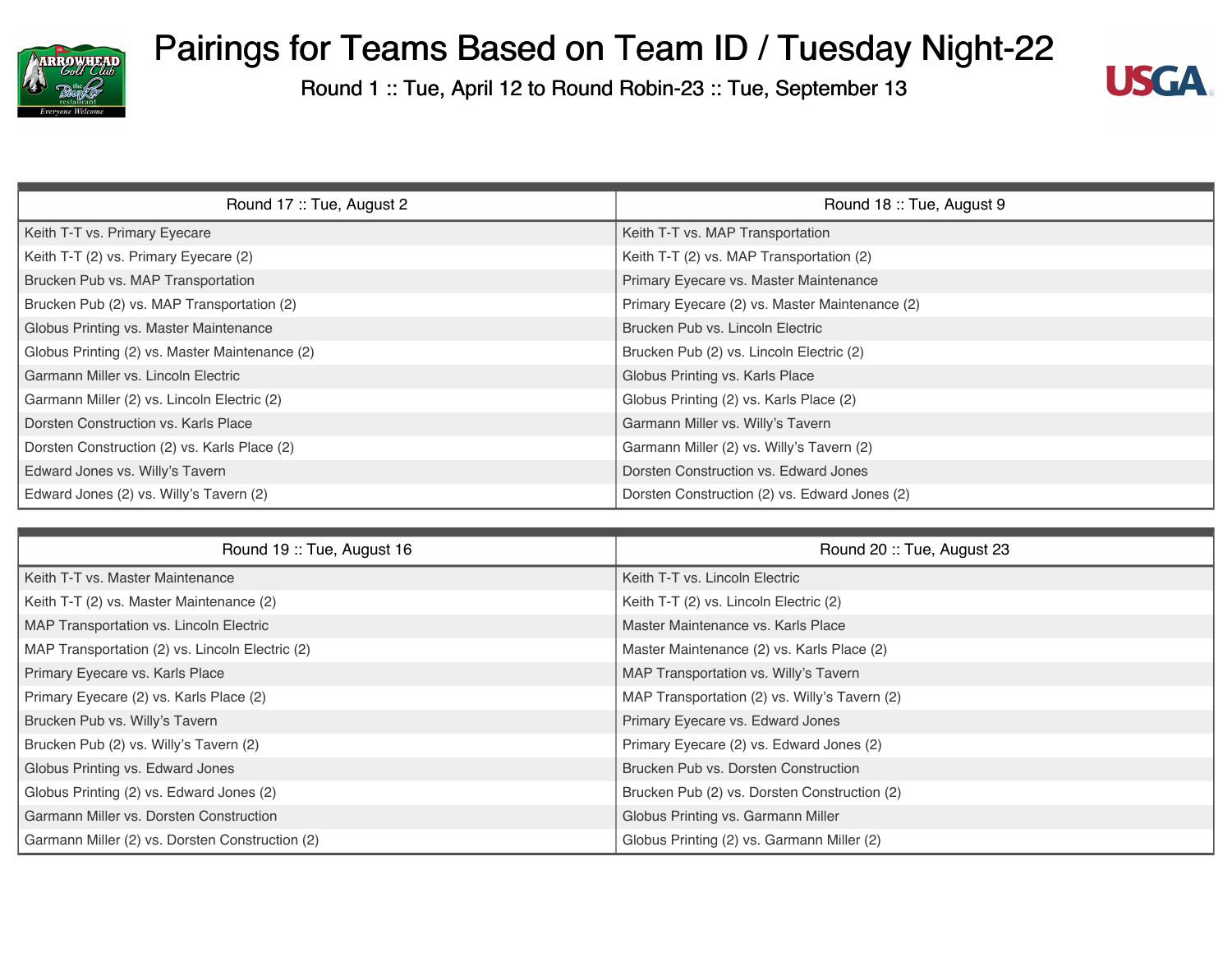# Pairings for Teams Based on Team ID / Tuesday Night-22

Round 1 :: Tue, April 12 to Round Robin-23 :: Tue, September 13

| Round 17 :: Tue, August 2 | Round 18 :: Tue, August 9 |
|---|---|
| Keith T-T vs. Primary Eyecare | Keith T-T vs. MAP Transportation |
| Keith T-T (2) vs. Primary Eyecare (2) | Keith T-T (2) vs. MAP Transportation (2) |
| Brucken Pub vs. MAP Transportation | Primary Eyecare vs. Master Maintenance |
| Brucken Pub (2) vs. MAP Transportation (2) | Primary Eyecare (2) vs. Master Maintenance (2) |
| Globus Printing vs. Master Maintenance | Brucken Pub vs. Lincoln Electric |
| Globus Printing (2) vs. Master Maintenance (2) | Brucken Pub (2) vs. Lincoln Electric (2) |
| Garmann Miller vs. Lincoln Electric | Globus Printing vs. Karls Place |
| Garmann Miller (2) vs. Lincoln Electric (2) | Globus Printing (2) vs. Karls Place (2) |
| Dorsten Construction vs. Karls Place | Garmann Miller vs. Willy's Tavern |
| Dorsten Construction (2) vs. Karls Place (2) | Garmann Miller (2) vs. Willy's Tavern (2) |
| Edward Jones vs. Willy's Tavern | Dorsten Construction vs. Edward Jones |
| Edward Jones (2) vs. Willy's Tavern (2) | Dorsten Construction (2) vs. Edward Jones (2) |

| Round 19 :: Tue, August 16 | Round 20 :: Tue, August 23 |
|---|---|
| Keith T-T vs. Master Maintenance | Keith T-T vs. Lincoln Electric |
| Keith T-T (2) vs. Master Maintenance (2) | Keith T-T (2) vs. Lincoln Electric (2) |
| MAP Transportation vs. Lincoln Electric | Master Maintenance vs. Karls Place |
| MAP Transportation (2) vs. Lincoln Electric (2) | Master Maintenance (2) vs. Karls Place (2) |
| Primary Eyecare vs. Karls Place | MAP Transportation vs. Willy's Tavern |
| Primary Eyecare (2) vs. Karls Place (2) | MAP Transportation (2) vs. Willy's Tavern (2) |
| Brucken Pub vs. Willy's Tavern | Primary Eyecare vs. Edward Jones |
| Brucken Pub (2) vs. Willy's Tavern (2) | Primary Eyecare (2) vs. Edward Jones (2) |
| Globus Printing vs. Edward Jones | Brucken Pub vs. Dorsten Construction |
| Globus Printing (2) vs. Edward Jones (2) | Brucken Pub (2) vs. Dorsten Construction (2) |
| Garmann Miller vs. Dorsten Construction | Globus Printing vs. Garmann Miller |
| Garmann Miller (2) vs. Dorsten Construction (2) | Globus Printing (2) vs. Garmann Miller (2) |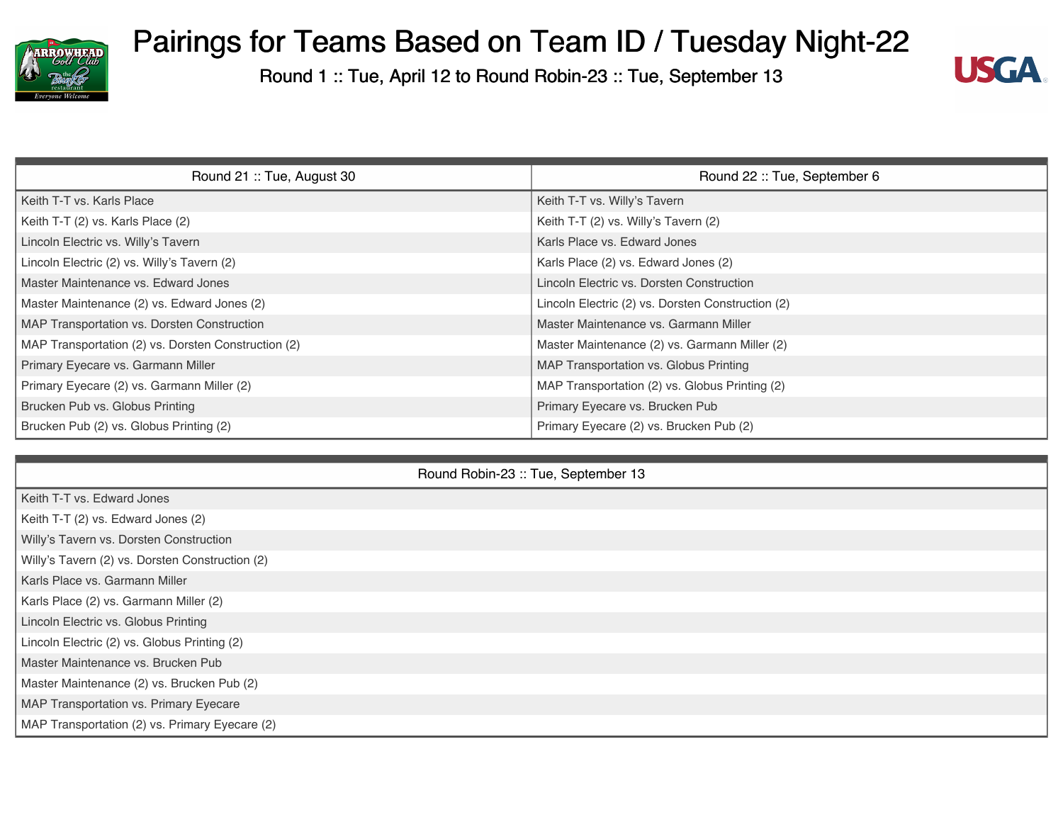# Pairings for Teams Based on Team ID / Tuesday Night-22

Round 1 :: Tue, April 12 to Round Robin-23 :: Tue, September 13

| Round 21 :: Tue, August 30 | Round 22 :: Tue, September 6 |
|---|---|
| Keith T-T vs. Karls Place | Keith T-T vs. Willy's Tavern |
| Keith T-T (2) vs. Karls Place (2) | Keith T-T (2) vs. Willy's Tavern (2) |
| Lincoln Electric vs. Willy's Tavern | Karls Place vs. Edward Jones |
| Lincoln Electric (2) vs. Willy's Tavern (2) | Karls Place (2) vs. Edward Jones (2) |
| Master Maintenance vs. Edward Jones | Lincoln Electric vs. Dorsten Construction |
| Master Maintenance (2) vs. Edward Jones (2) | Lincoln Electric (2) vs. Dorsten Construction (2) |
| MAP Transportation vs. Dorsten Construction | Master Maintenance vs. Garmann Miller |
| MAP Transportation (2) vs. Dorsten Construction (2) | Master Maintenance (2) vs. Garmann Miller (2) |
| Primary Eyecare vs. Garmann Miller | MAP Transportation vs. Globus Printing |
| Primary Eyecare (2) vs. Garmann Miller (2) | MAP Transportation (2) vs. Globus Printing (2) |
| Brucken Pub vs. Globus Printing | Primary Eyecare vs. Brucken Pub |
| Brucken Pub (2) vs. Globus Printing (2) | Primary Eyecare (2) vs. Brucken Pub (2) |

| Round Robin-23 :: Tue, September 13 |
|---|
| Keith T-T vs. Edward Jones |
| Keith T-T (2) vs. Edward Jones (2) |
| Willy's Tavern vs. Dorsten Construction |
| Willy's Tavern (2) vs. Dorsten Construction (2) |
| Karls Place vs. Garmann Miller |
| Karls Place (2) vs. Garmann Miller (2) |
| Lincoln Electric vs. Globus Printing |
| Lincoln Electric (2) vs. Globus Printing (2) |
| Master Maintenance vs. Brucken Pub |
| Master Maintenance (2) vs. Brucken Pub (2) |
| MAP Transportation vs. Primary Eyecare |
| MAP Transportation (2) vs. Primary Eyecare (2) |